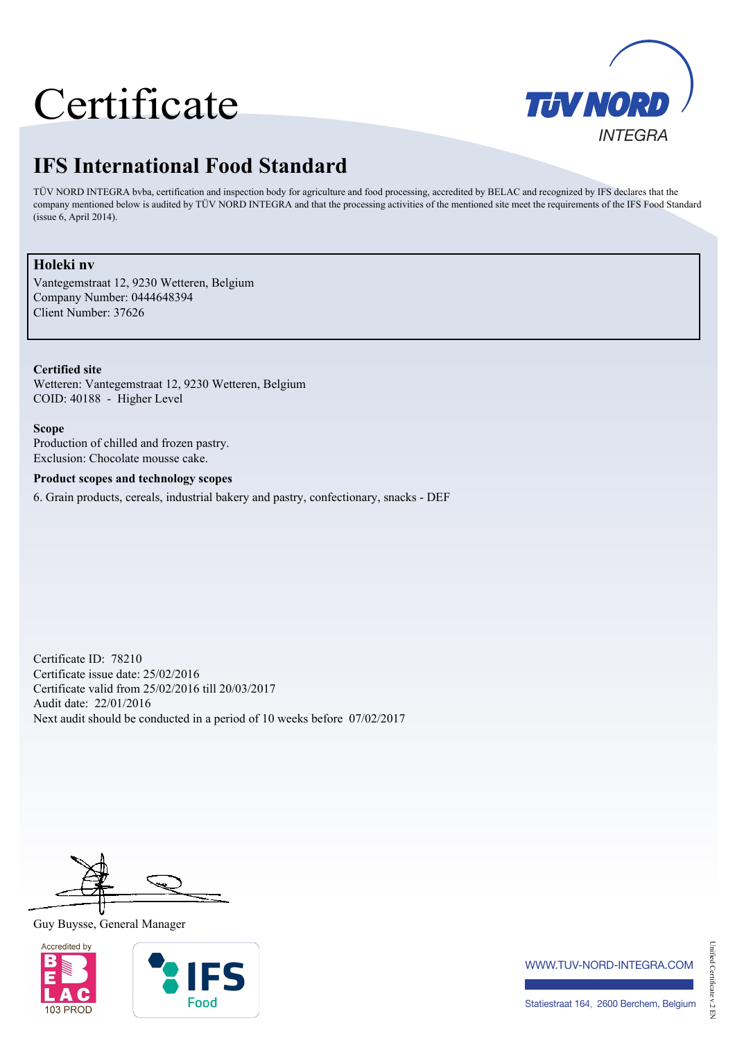# Certificate

TÜV NORD INTEGRA

## IFS International Food Standard

TÜV NORD INTEGRA bvba, certification and inspection body for agriculture and food processing, accredited by BELAC and recognized by IFS declares that the company mentioned below is audited by TÜV NORD INTEGRA and that the processing activities of the mentioned site meet the requirements of the IFS Food Standard (issue 6, April 2014).

**Holeki nv**
Vantegemstraat 12, 9230 Wetteren, Belgium
Company Number: 0444648394
Client Number: 37626

**Certified site**
Wetteren: Vantegemstraat 12, 9230 Wetteren, Belgium
COID: 40188 - Higher Level

**Scope**
Production of chilled and frozen pastry.
Exclusion: Chocolate mousse cake.

**Product scopes and technology scopes**

6. Grain products, cereals, industrial bakery and pastry, confectionary, snacks - DEF

Certificate ID: 78210
Certificate issue date: 25/02/2016
Certificate valid from 25/02/2016 till 20/03/2017
Audit date: 22/01/2016
Next audit should be conducted in a period of 10 weeks before 07/02/2017

Guy Buysse, General Manager

Accredited by BELAC 103 PROD

IFS Food

WWW.TUV-NORD-INTEGRA.COM

Statiestraat 164, 2600 Berchem, Belgium

Unified Certificate v.2 EN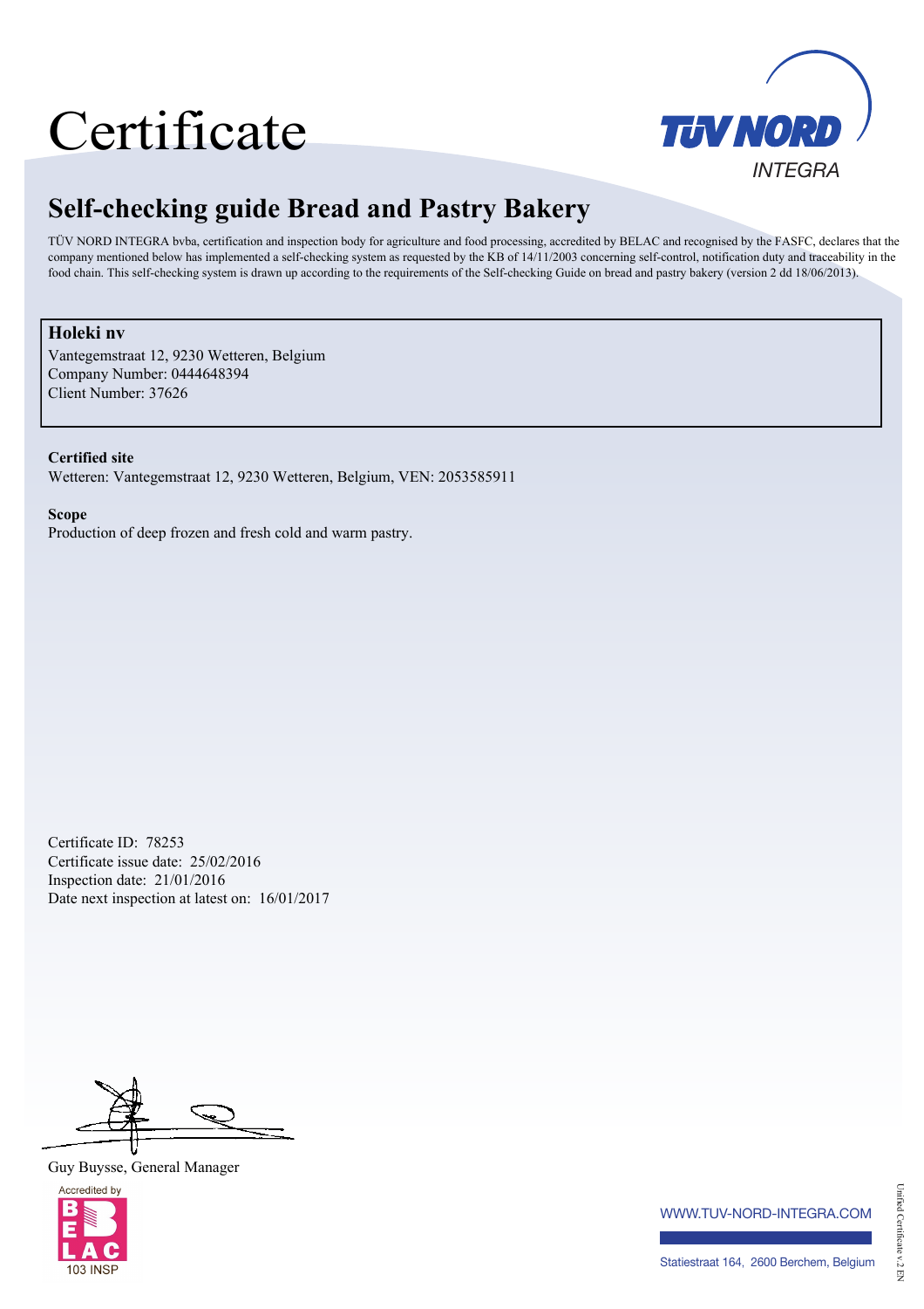# Certificate

TÜV NORD INTEGRA

## Self-checking guide Bread and Pastry Bakery

TÜV NORD INTEGRA bvba, certification and inspection body for agriculture and food processing, accredited by BELAC and recognised by the FASFC, declares that the company mentioned below has implemented a self-checking system as requested by the KB of 14/11/2003 concerning self-control, notification duty and traceability in the food chain. This self-checking system is drawn up according to the requirements of the Self-checking Guide on bread and pastry bakery (version 2 dd 18/06/2013).

**Holeki nv**
Vantegemstraat 12, 9230 Wetteren, Belgium
Company Number: 0444648394
Client Number: 37626

**Certified site**
Wetteren: Vantegemstraat 12, 9230 Wetteren, Belgium, VEN: 2053585911

**Scope**
Production of deep frozen and fresh cold and warm pastry.

Certificate ID: 78253
Certificate issue date: 25/02/2016
Inspection date: 21/01/2016
Date next inspection at latest on: 16/01/2017

Guy Buysse, General Manager

Accredited by BELAC 103 INSP

WWW.TUV-NORD-INTEGRA.COM

Statiestraat 164, 2600 Berchem, Belgium

Unified Certificate v.2 EN